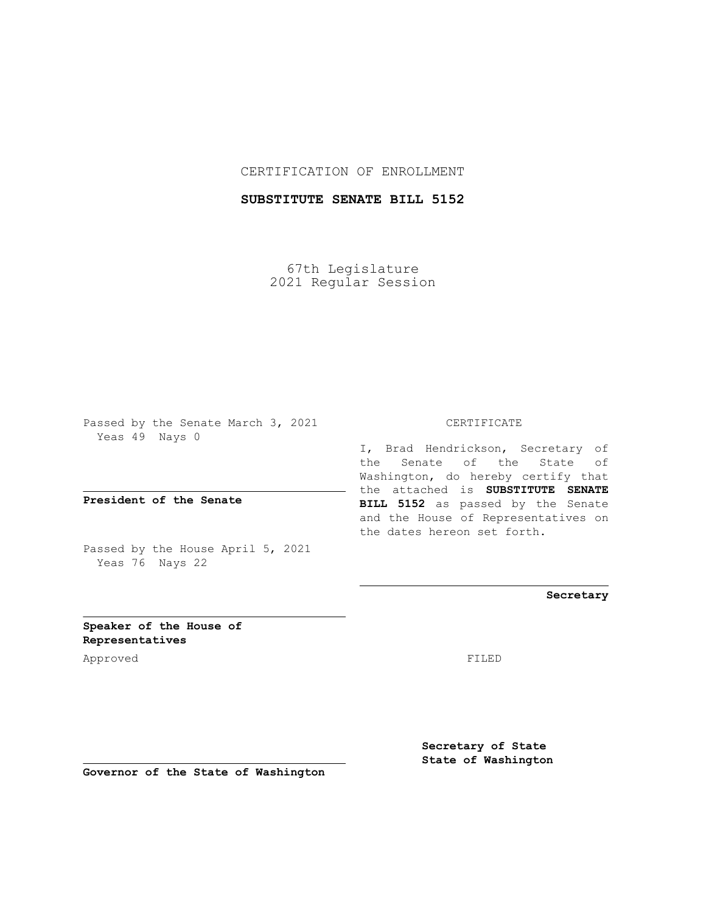CERTIFICATION OF ENROLLMENT

**SUBSTITUTE SENATE BILL 5152**

67th Legislature
2021 Regular Session

Passed by the Senate March 3, 2021
Yeas 49 Nays 0

**President of the Senate**

Passed by the House April 5, 2021
Yeas 76 Nays 22

**Speaker of the House of Representatives**

Approved

**Governor of the State of Washington**

CERTIFICATE

I, Brad Hendrickson, Secretary of the Senate of the State of Washington, do hereby certify that the attached is **SUBSTITUTE SENATE BILL 5152** as passed by the Senate and the House of Representatives on the dates hereon set forth.

**Secretary**

FILED

**Secretary of State**
**State of Washington**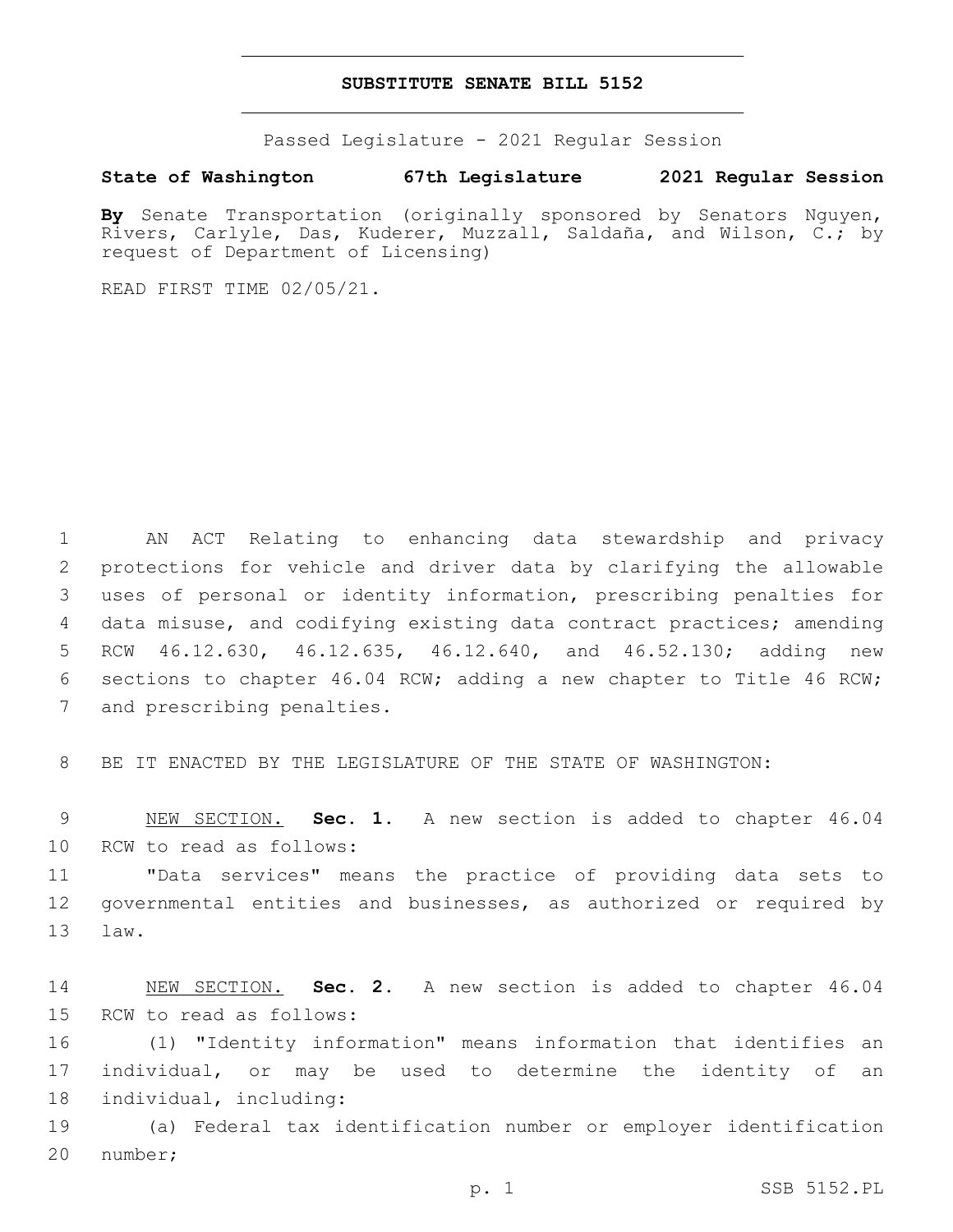# SUBSTITUTE SENATE BILL 5152

Passed Legislature - 2021 Regular Session

**State of Washington 67th Legislature 2021 Regular Session**

**By** Senate Transportation (originally sponsored by Senators Nguyen, Rivers, Carlyle, Das, Kuderer, Muzzall, Saldaña, and Wilson, C.; by request of Department of Licensing)

READ FIRST TIME 02/05/21.

AN ACT Relating to enhancing data stewardship and privacy protections for vehicle and driver data by clarifying the allowable uses of personal or identity information, prescribing penalties for data misuse, and codifying existing data contract practices; amending RCW 46.12.630, 46.12.635, 46.12.640, and 46.52.130; adding new sections to chapter 46.04 RCW; adding a new chapter to Title 46 RCW; and prescribing penalties.

BE IT ENACTED BY THE LEGISLATURE OF THE STATE OF WASHINGTON:

NEW SECTION. **Sec. 1.** A new section is added to chapter 46.04 RCW to read as follows:

"Data services" means the practice of providing data sets to governmental entities and businesses, as authorized or required by law.

NEW SECTION. **Sec. 2.** A new section is added to chapter 46.04 RCW to read as follows:

(1) "Identity information" means information that identifies an individual, or may be used to determine the identity of an individual, including:

(a) Federal tax identification number or employer identification number;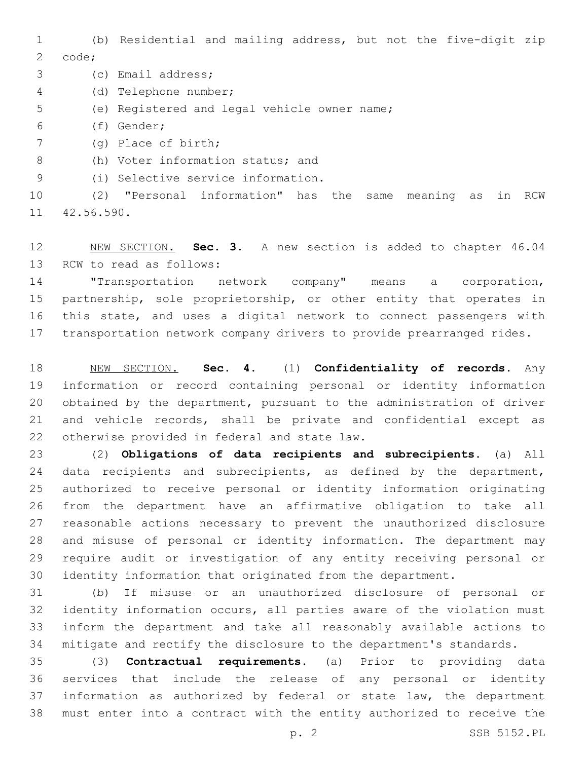(b) Residential and mailing address, but not the five-digit zip code;

(c) Email address;

(d) Telephone number;

(e) Registered and legal vehicle owner name;

(f) Gender;

(g) Place of birth;

(h) Voter information status; and

(i) Selective service information.

(2) "Personal information" has the same meaning as in RCW 42.56.590.

NEW SECTION. **Sec. 3.** A new section is added to chapter 46.04 RCW to read as follows:

"Transportation network company" means a corporation, partnership, sole proprietorship, or other entity that operates in this state, and uses a digital network to connect passengers with transportation network company drivers to provide prearranged rides.

NEW SECTION. **Sec. 4.** (1) **Confidentiality of records.** Any information or record containing personal or identity information obtained by the department, pursuant to the administration of driver and vehicle records, shall be private and confidential except as otherwise provided in federal and state law.

(2) **Obligations of data recipients and subrecipients.** (a) All data recipients and subrecipients, as defined by the department, authorized to receive personal or identity information originating from the department have an affirmative obligation to take all reasonable actions necessary to prevent the unauthorized disclosure and misuse of personal or identity information. The department may require audit or investigation of any entity receiving personal or identity information that originated from the department.

(b) If misuse or an unauthorized disclosure of personal or identity information occurs, all parties aware of the violation must inform the department and take all reasonably available actions to mitigate and rectify the disclosure to the department's standards.

(3) **Contractual requirements.** (a) Prior to providing data services that include the release of any personal or identity information as authorized by federal or state law, the department must enter into a contract with the entity authorized to receive the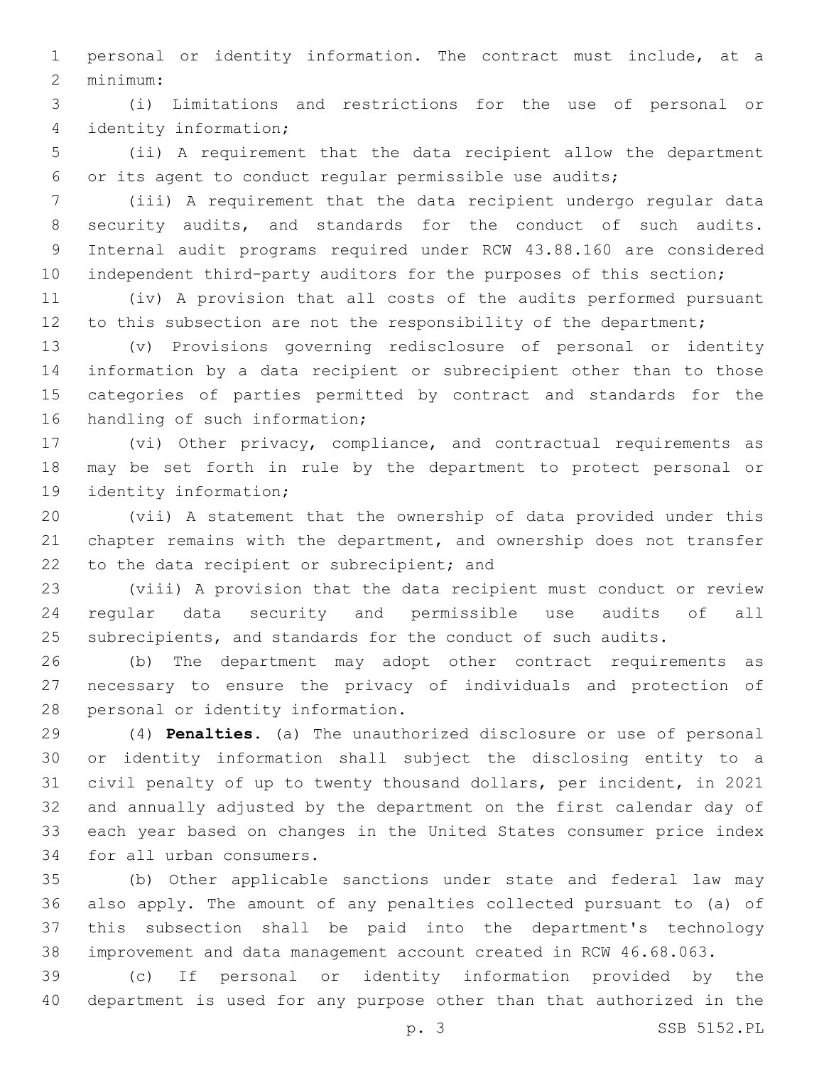personal or identity information. The contract must include, at a minimum:

(i) Limitations and restrictions for the use of personal or identity information;

(ii) A requirement that the data recipient allow the department or its agent to conduct regular permissible use audits;

(iii) A requirement that the data recipient undergo regular data security audits, and standards for the conduct of such audits. Internal audit programs required under RCW 43.88.160 are considered independent third-party auditors for the purposes of this section;

(iv) A provision that all costs of the audits performed pursuant to this subsection are not the responsibility of the department;

(v) Provisions governing redisclosure of personal or identity information by a data recipient or subrecipient other than to those categories of parties permitted by contract and standards for the handling of such information;

(vi) Other privacy, compliance, and contractual requirements as may be set forth in rule by the department to protect personal or identity information;

(vii) A statement that the ownership of data provided under this chapter remains with the department, and ownership does not transfer to the data recipient or subrecipient; and

(viii) A provision that the data recipient must conduct or review regular data security and permissible use audits of all subrecipients, and standards for the conduct of such audits.

(b) The department may adopt other contract requirements as necessary to ensure the privacy of individuals and protection of personal or identity information.

(4) **Penalties.** (a) The unauthorized disclosure or use of personal or identity information shall subject the disclosing entity to a civil penalty of up to twenty thousand dollars, per incident, in 2021 and annually adjusted by the department on the first calendar day of each year based on changes in the United States consumer price index for all urban consumers.

(b) Other applicable sanctions under state and federal law may also apply. The amount of any penalties collected pursuant to (a) of this subsection shall be paid into the department's technology improvement and data management account created in RCW 46.68.063.

(c) If personal or identity information provided by the department is used for any purpose other than that authorized in the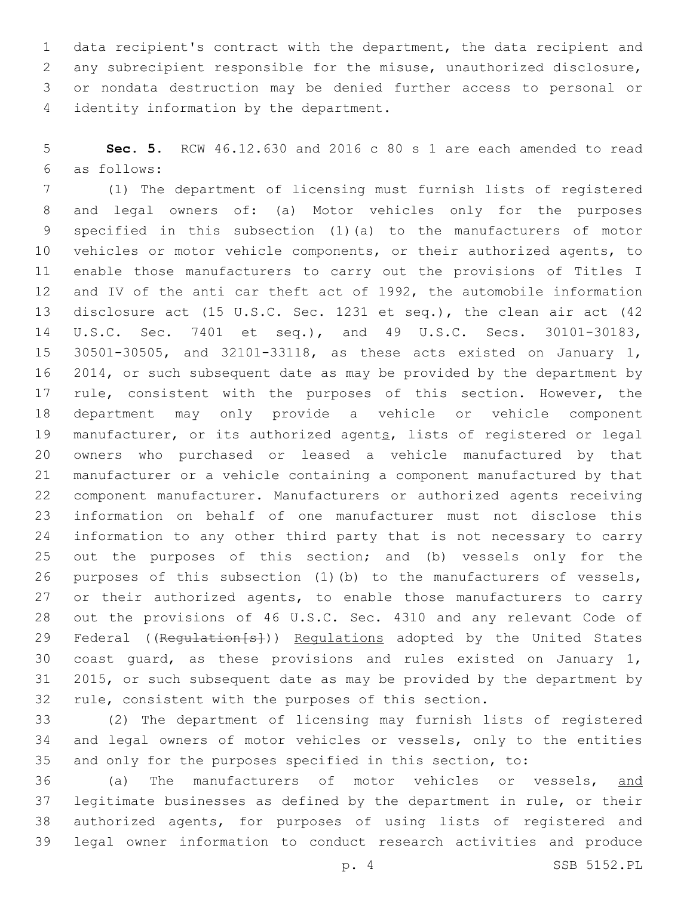data recipient's contract with the department, the data recipient and any subrecipient responsible for the misuse, unauthorized disclosure, or nondata destruction may be denied further access to personal or identity information by the department.

**Sec. 5.** RCW 46.12.630 and 2016 c 80 s 1 are each amended to read as follows:

(1) The department of licensing must furnish lists of registered and legal owners of: (a) Motor vehicles only for the purposes specified in this subsection (1)(a) to the manufacturers of motor vehicles or motor vehicle components, or their authorized agents, to enable those manufacturers to carry out the provisions of Titles I and IV of the anti car theft act of 1992, the automobile information disclosure act (15 U.S.C. Sec. 1231 et seq.), the clean air act (42 U.S.C. Sec. 7401 et seq.), and 49 U.S.C. Secs. 30101-30183, 30501-30505, and 32101-33118, as these acts existed on January 1, 2014, or such subsequent date as may be provided by the department by rule, consistent with the purposes of this section. However, the department may only provide a vehicle or vehicle component manufacturer, or its authorized agents, lists of registered or legal owners who purchased or leased a vehicle manufactured by that manufacturer or a vehicle containing a component manufactured by that component manufacturer. Manufacturers or authorized agents receiving information on behalf of one manufacturer must not disclose this information to any other third party that is not necessary to carry out the purposes of this section; and (b) vessels only for the purposes of this subsection (1)(b) to the manufacturers of vessels, or their authorized agents, to enable those manufacturers to carry out the provisions of 46 U.S.C. Sec. 4310 and any relevant Code of Federal ((~~Regulation[s]~~)) Regulations adopted by the United States coast guard, as these provisions and rules existed on January 1, 2015, or such subsequent date as may be provided by the department by rule, consistent with the purposes of this section.

(2) The department of licensing may furnish lists of registered and legal owners of motor vehicles or vessels, only to the entities and only for the purposes specified in this section, to:

(a) The manufacturers of motor vehicles or vessels, and legitimate businesses as defined by the department in rule, or their authorized agents, for purposes of using lists of registered and legal owner information to conduct research activities and produce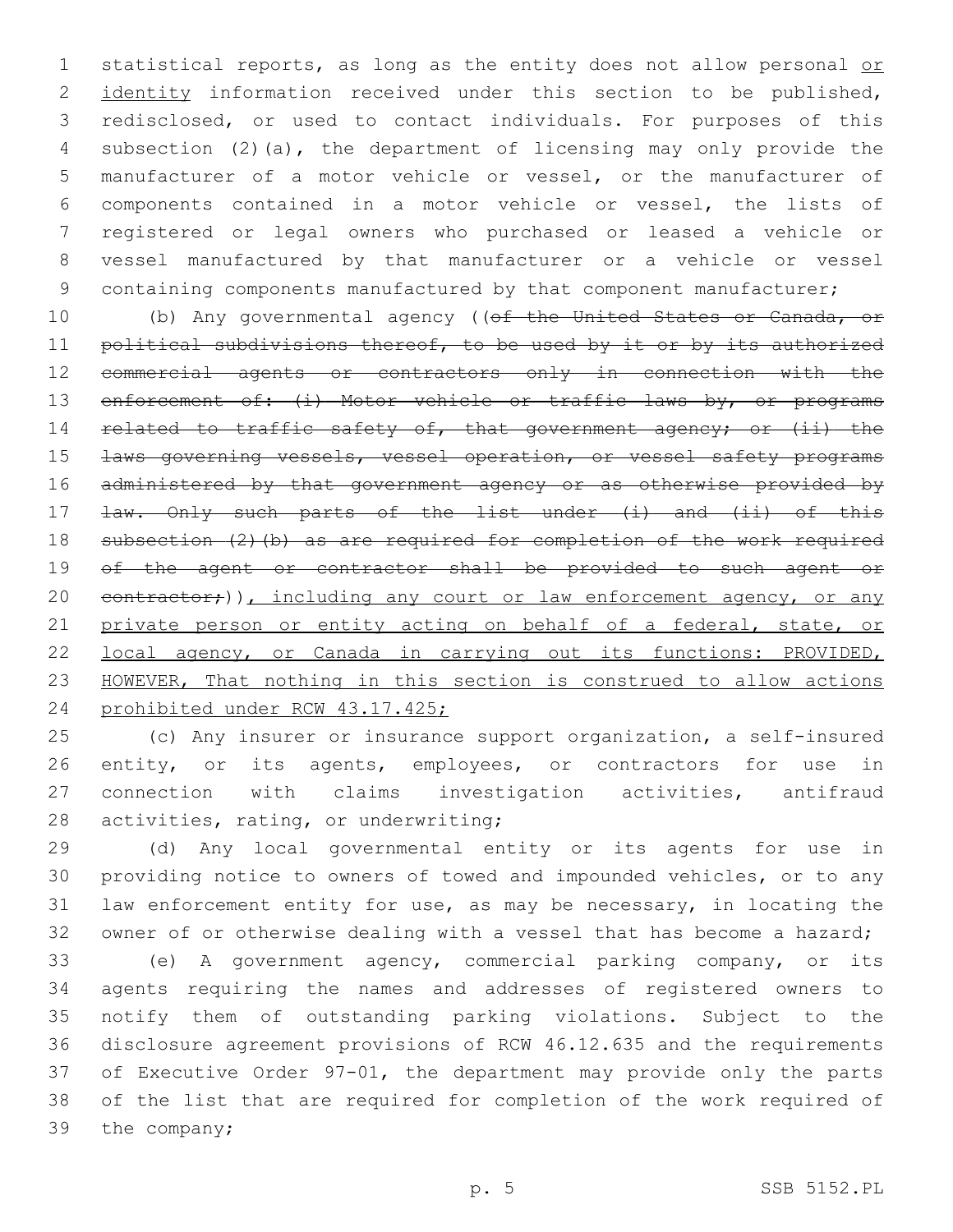statistical reports, as long as the entity does not allow personal <u>or identity</u> information received under this section to be published, redisclosed, or used to contact individuals. For purposes of this subsection (2)(a), the department of licensing may only provide the manufacturer of a motor vehicle or vessel, or the manufacturer of components contained in a motor vehicle or vessel, the lists of registered or legal owners who purchased or leased a vehicle or vessel manufactured by that manufacturer or a vehicle or vessel containing components manufactured by that component manufacturer;

(b) Any governmental agency ((~~of the United States or Canada, or political subdivisions thereof, to be used by it or by its authorized commercial agents or contractors only in connection with the enforcement of: (i) Motor vehicle or traffic laws by, or programs related to traffic safety of, that government agency; or (ii) the laws governing vessels, vessel operation, or vessel safety programs administered by that government agency or as otherwise provided by law. Only such parts of the list under (i) and (ii) of this subsection (2)(b) as are required for completion of the work required of the agent or contractor shall be provided to such agent or contractor;~~))<u>, including any court or law enforcement agency, or any private person or entity acting on behalf of a federal, state, or local agency, or Canada in carrying out its functions: PROVIDED, HOWEVER, That nothing in this section is construed to allow actions prohibited under RCW 43.17.425;</u>

(c) Any insurer or insurance support organization, a self-insured entity, or its agents, employees, or contractors for use in connection with claims investigation activities, antifraud activities, rating, or underwriting;

(d) Any local governmental entity or its agents for use in providing notice to owners of towed and impounded vehicles, or to any law enforcement entity for use, as may be necessary, in locating the owner of or otherwise dealing with a vessel that has become a hazard;

(e) A government agency, commercial parking company, or its agents requiring the names and addresses of registered owners to notify them of outstanding parking violations. Subject to the disclosure agreement provisions of RCW 46.12.635 and the requirements of Executive Order 97-01, the department may provide only the parts of the list that are required for completion of the work required of the company;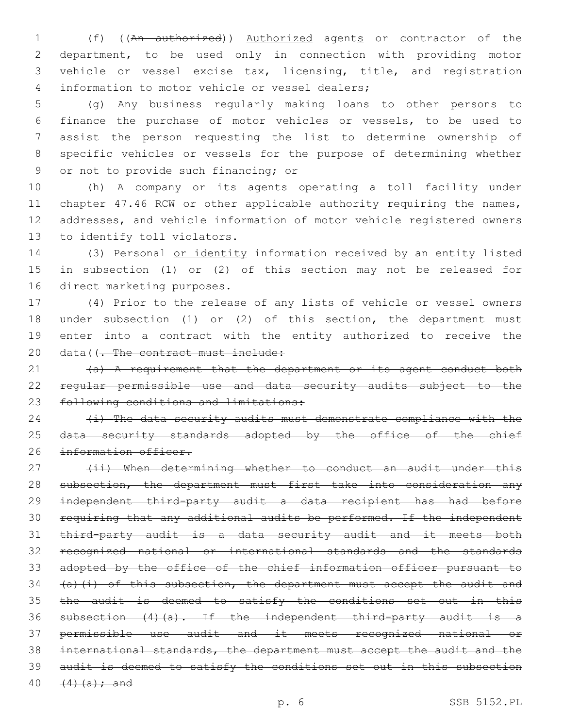(f) ((~~An authorized~~)) <u>Authorized</u> agent<u>s</u> or contractor of the department, to be used only in connection with providing motor vehicle or vessel excise tax, licensing, title, and registration information to motor vehicle or vessel dealers;

(g) Any business regularly making loans to other persons to finance the purchase of motor vehicles or vessels, to be used to assist the person requesting the list to determine ownership of specific vehicles or vessels for the purpose of determining whether or not to provide such financing; or

(h) A company or its agents operating a toll facility under chapter 47.46 RCW or other applicable authority requiring the names, addresses, and vehicle information of motor vehicle registered owners to identify toll violators.

(3) Personal <u>or identity</u> information received by an entity listed in subsection (1) or (2) of this section may not be released for direct marketing purposes.

(4) Prior to the release of any lists of vehicle or vessel owners under subsection (1) or (2) of this section, the department must enter into a contract with the entity authorized to receive the data((~~. The contract must include:~~

~~(a) A requirement that the department or its agent conduct both regular permissible use and data security audits subject to the following conditions and limitations:~~

~~(i) The data security audits must demonstrate compliance with the data security standards adopted by the office of the chief information officer.~~

~~(ii) When determining whether to conduct an audit under this subsection, the department must first take into consideration any independent third-party audit a data recipient has had before requiring that any additional audits be performed. If the independent third-party audit is a data security audit and it meets both recognized national or international standards and the standards adopted by the office of the chief information officer pursuant to (a)(i) of this subsection, the department must accept the audit and the audit is deemed to satisfy the conditions set out in this subsection (4)(a). If the independent third-party audit is a permissible use audit and it meets recognized national or international standards, the department must accept the audit and the audit is deemed to satisfy the conditions set out in this subsection (4)(a); and~~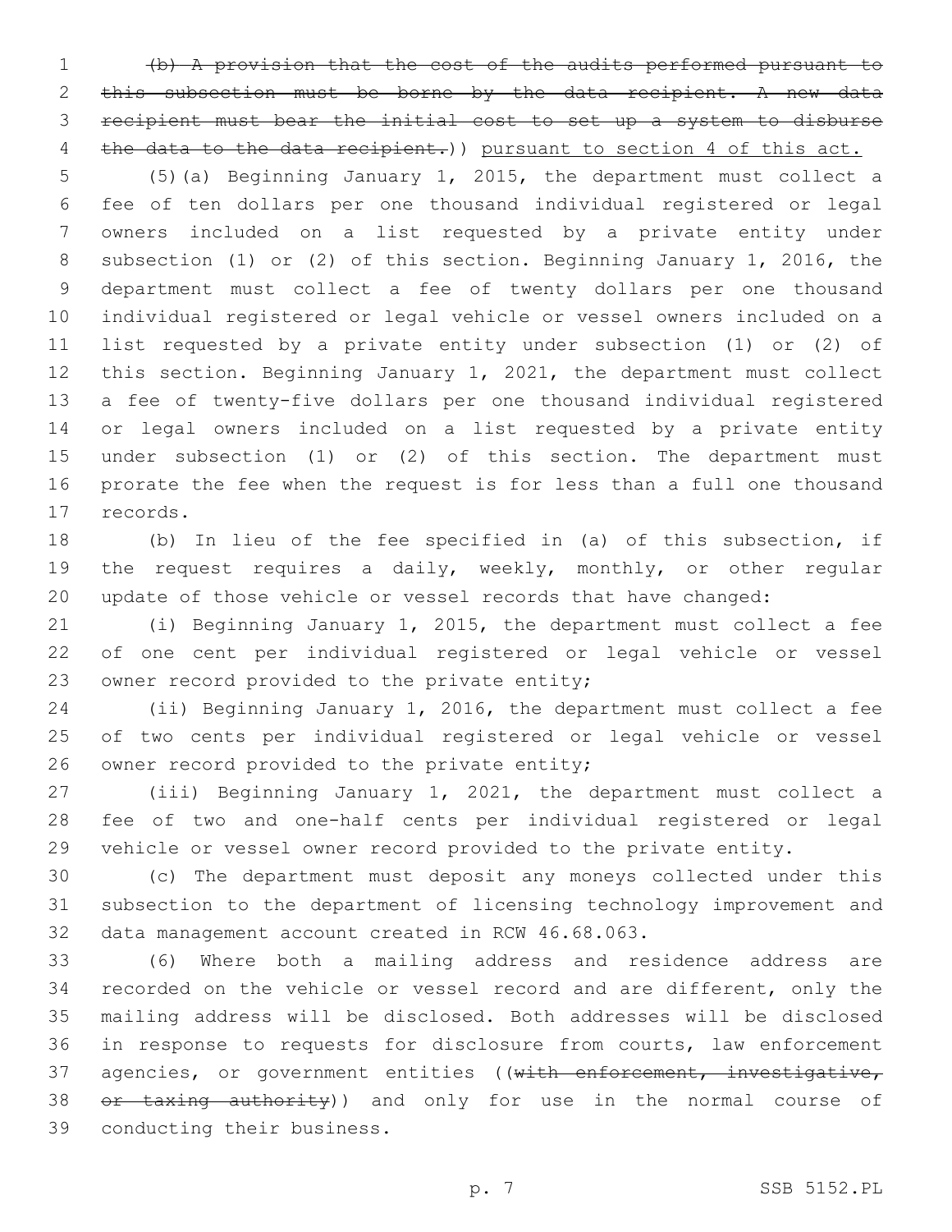~~(b) A provision that the cost of the audits performed pursuant to this subsection must be borne by the data recipient. A new data recipient must bear the initial cost to set up a system to disburse the data to the data recipient.~~)) pursuant to section 4 of this act.

(5)(a) Beginning January 1, 2015, the department must collect a fee of ten dollars per one thousand individual registered or legal owners included on a list requested by a private entity under subsection (1) or (2) of this section. Beginning January 1, 2016, the department must collect a fee of twenty dollars per one thousand individual registered or legal vehicle or vessel owners included on a list requested by a private entity under subsection (1) or (2) of this section. Beginning January 1, 2021, the department must collect a fee of twenty-five dollars per one thousand individual registered or legal owners included on a list requested by a private entity under subsection (1) or (2) of this section. The department must prorate the fee when the request is for less than a full one thousand records.

(b) In lieu of the fee specified in (a) of this subsection, if the request requires a daily, weekly, monthly, or other regular update of those vehicle or vessel records that have changed:

(i) Beginning January 1, 2015, the department must collect a fee of one cent per individual registered or legal vehicle or vessel owner record provided to the private entity;

(ii) Beginning January 1, 2016, the department must collect a fee of two cents per individual registered or legal vehicle or vessel owner record provided to the private entity;

(iii) Beginning January 1, 2021, the department must collect a fee of two and one-half cents per individual registered or legal vehicle or vessel owner record provided to the private entity.

(c) The department must deposit any moneys collected under this subsection to the department of licensing technology improvement and data management account created in RCW 46.68.063.

(6) Where both a mailing address and residence address are recorded on the vehicle or vessel record and are different, only the mailing address will be disclosed. Both addresses will be disclosed in response to requests for disclosure from courts, law enforcement agencies, or government entities ((~~with enforcement, investigative, or taxing authority~~)) and only for use in the normal course of conducting their business.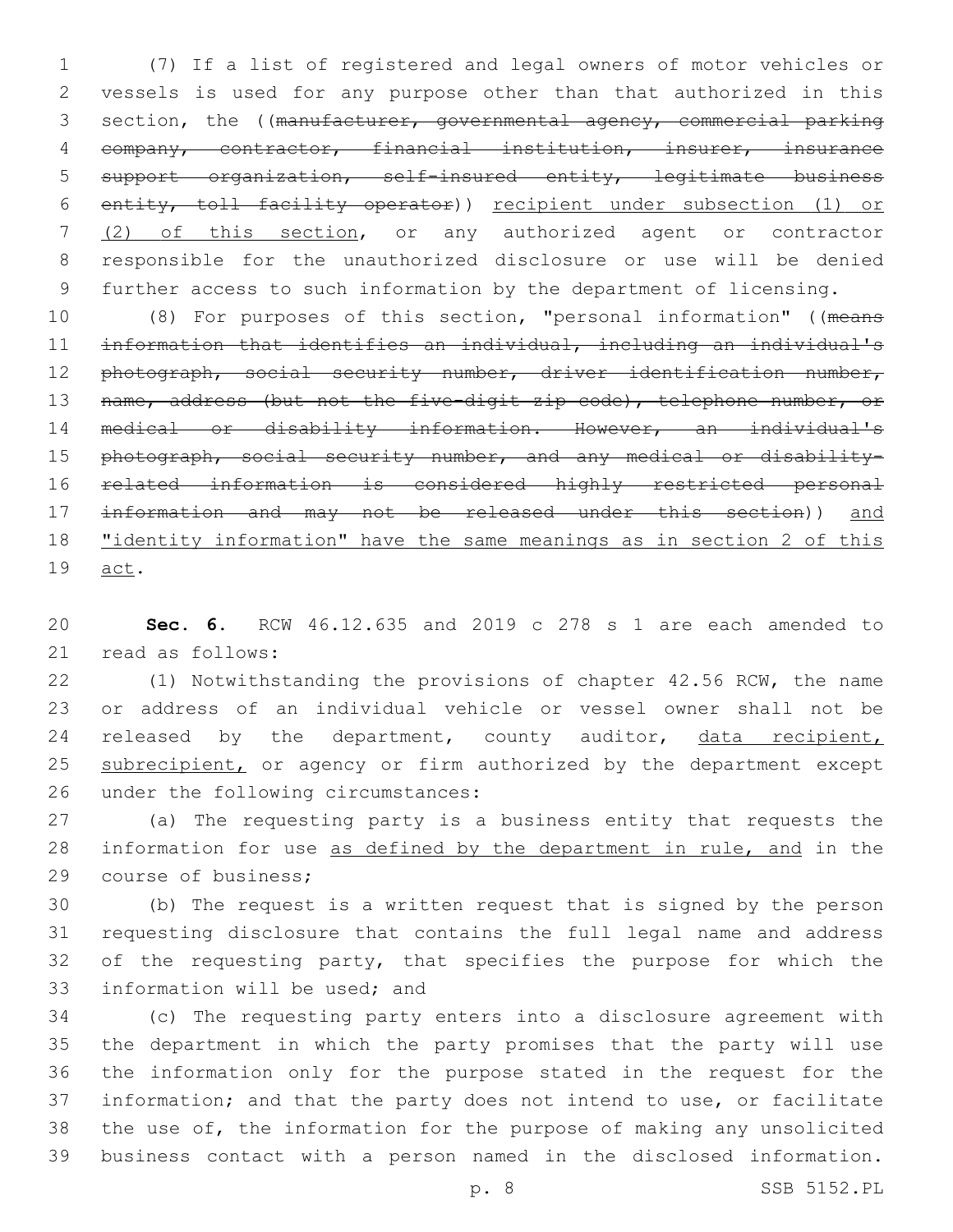(7) If a list of registered and legal owners of motor vehicles or vessels is used for any purpose other than that authorized in this section, the ((~~manufacturer, governmental agency, commercial parking company, contractor, financial institution, insurer, insurance support organization, self-insured entity, legitimate business entity, toll facility operator~~)) <u>recipient under subsection (1) or (2) of this section</u>, or any authorized agent or contractor responsible for the unauthorized disclosure or use will be denied further access to such information by the department of licensing.

(8) For purposes of this section, "personal information" ((~~means information that identifies an individual, including an individual's photograph, social security number, driver identification number, name, address (but not the five-digit zip code), telephone number, or medical or disability information. However, an individual's photograph, social security number, and any medical or disability-related information is considered highly restricted personal information and may not be released under this section~~)) <u>and "identity information" have the same meanings as in section 2 of this act</u>.

**Sec. 6.** RCW 46.12.635 and 2019 c 278 s 1 are each amended to read as follows:

(1) Notwithstanding the provisions of chapter 42.56 RCW, the name or address of an individual vehicle or vessel owner shall not be released by the department, county auditor, <u>data recipient, subrecipient,</u> or agency or firm authorized by the department except under the following circumstances:

(a) The requesting party is a business entity that requests the information for use <u>as defined by the department in rule, and</u> in the course of business;

(b) The request is a written request that is signed by the person requesting disclosure that contains the full legal name and address of the requesting party, that specifies the purpose for which the information will be used; and

(c) The requesting party enters into a disclosure agreement with the department in which the party promises that the party will use the information only for the purpose stated in the request for the information; and that the party does not intend to use, or facilitate the use of, the information for the purpose of making any unsolicited business contact with a person named in the disclosed information.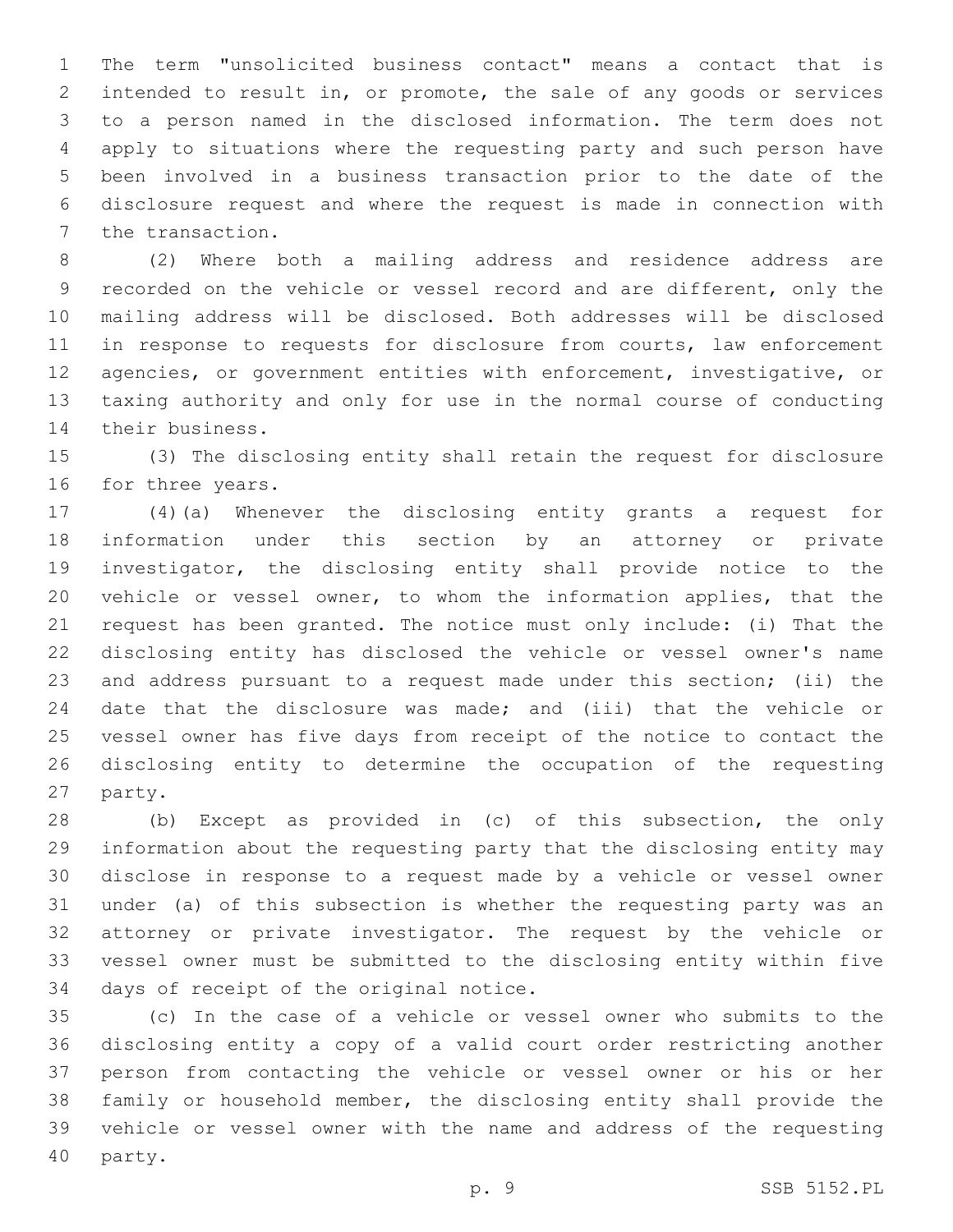The term "unsolicited business contact" means a contact that is intended to result in, or promote, the sale of any goods or services to a person named in the disclosed information. The term does not apply to situations where the requesting party and such person have been involved in a business transaction prior to the date of the disclosure request and where the request is made in connection with the transaction.

(2) Where both a mailing address and residence address are recorded on the vehicle or vessel record and are different, only the mailing address will be disclosed. Both addresses will be disclosed in response to requests for disclosure from courts, law enforcement agencies, or government entities with enforcement, investigative, or taxing authority and only for use in the normal course of conducting their business.

(3) The disclosing entity shall retain the request for disclosure for three years.

(4)(a) Whenever the disclosing entity grants a request for information under this section by an attorney or private investigator, the disclosing entity shall provide notice to the vehicle or vessel owner, to whom the information applies, that the request has been granted. The notice must only include: (i) That the disclosing entity has disclosed the vehicle or vessel owner's name and address pursuant to a request made under this section; (ii) the date that the disclosure was made; and (iii) that the vehicle or vessel owner has five days from receipt of the notice to contact the disclosing entity to determine the occupation of the requesting party.

(b) Except as provided in (c) of this subsection, the only information about the requesting party that the disclosing entity may disclose in response to a request made by a vehicle or vessel owner under (a) of this subsection is whether the requesting party was an attorney or private investigator. The request by the vehicle or vessel owner must be submitted to the disclosing entity within five days of receipt of the original notice.

(c) In the case of a vehicle or vessel owner who submits to the disclosing entity a copy of a valid court order restricting another person from contacting the vehicle or vessel owner or his or her family or household member, the disclosing entity shall provide the vehicle or vessel owner with the name and address of the requesting party.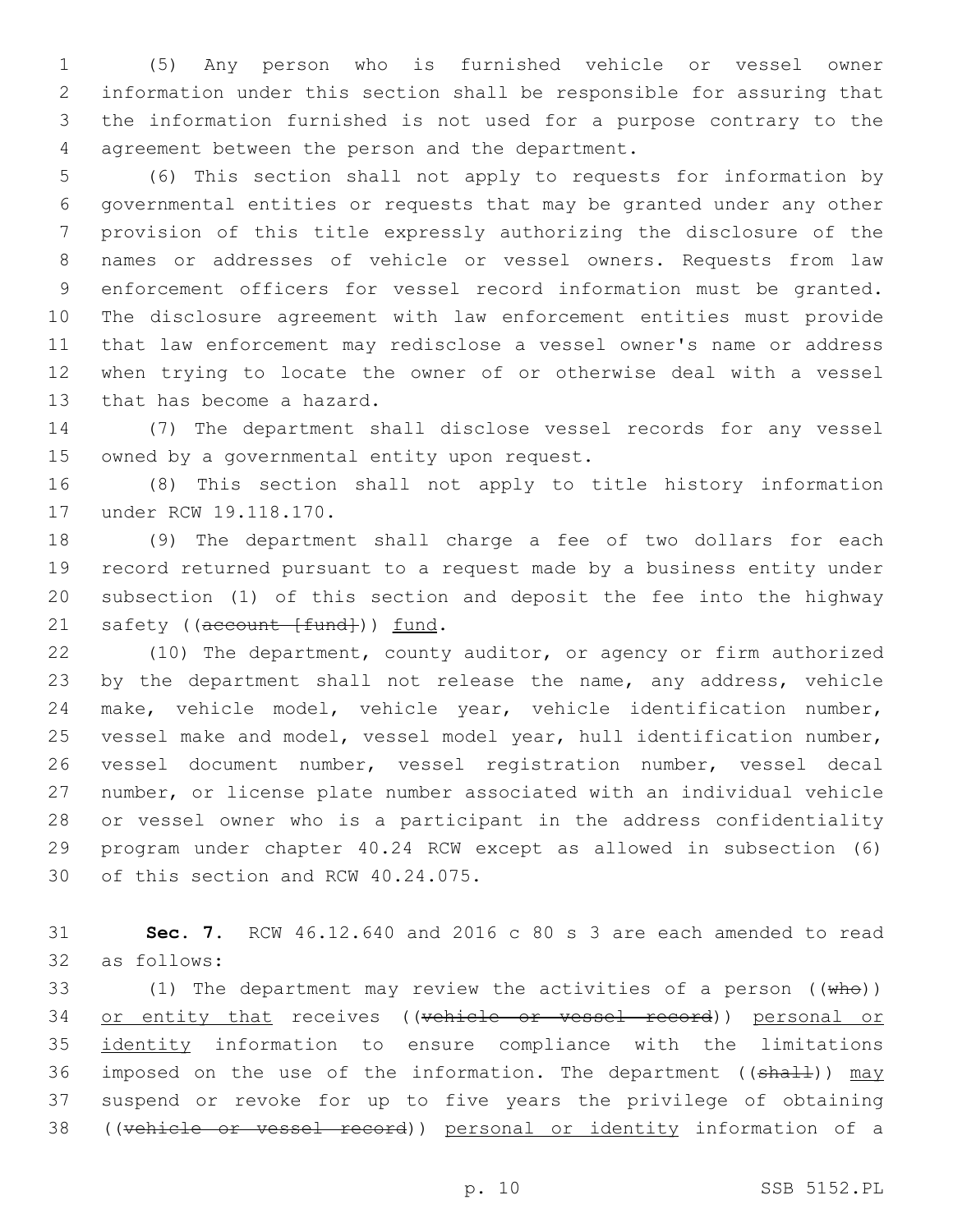(5) Any person who is furnished vehicle or vessel owner information under this section shall be responsible for assuring that the information furnished is not used for a purpose contrary to the agreement between the person and the department.

(6) This section shall not apply to requests for information by governmental entities or requests that may be granted under any other provision of this title expressly authorizing the disclosure of the names or addresses of vehicle or vessel owners. Requests from law enforcement officers for vessel record information must be granted. The disclosure agreement with law enforcement entities must provide that law enforcement may redisclose a vessel owner's name or address when trying to locate the owner of or otherwise deal with a vessel that has become a hazard.

(7) The department shall disclose vessel records for any vessel owned by a governmental entity upon request.

(8) This section shall not apply to title history information under RCW 19.118.170.

(9) The department shall charge a fee of two dollars for each record returned pursuant to a request made by a business entity under subsection (1) of this section and deposit the fee into the highway safety ((~~account [fund]~~)) <u>fund</u>.

(10) The department, county auditor, or agency or firm authorized by the department shall not release the name, any address, vehicle make, vehicle model, vehicle year, vehicle identification number, vessel make and model, vessel model year, hull identification number, vessel document number, vessel registration number, vessel decal number, or license plate number associated with an individual vehicle or vessel owner who is a participant in the address confidentiality program under chapter 40.24 RCW except as allowed in subsection (6) of this section and RCW 40.24.075.

**Sec. 7.** RCW 46.12.640 and 2016 c 80 s 3 are each amended to read as follows:

(1) The department may review the activities of a person ((~~who~~)) <u>or entity that</u> receives ((~~vehicle or vessel record~~)) <u>personal or identity</u> information to ensure compliance with the limitations imposed on the use of the information. The department ((~~shall~~)) <u>may</u> suspend or revoke for up to five years the privilege of obtaining ((~~vehicle or vessel record~~)) <u>personal or identity</u> information of a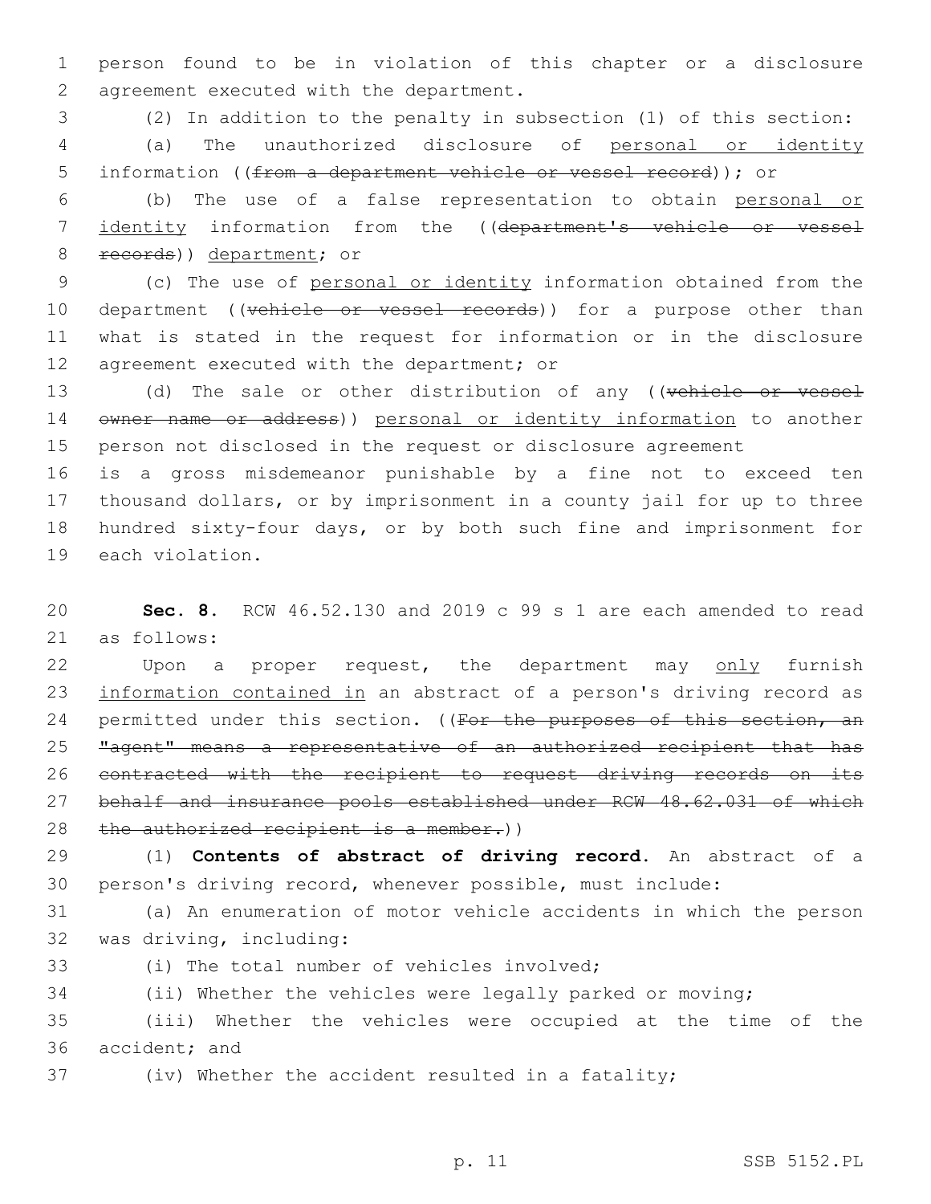person found to be in violation of this chapter or a disclosure agreement executed with the department.

(2) In addition to the penalty in subsection (1) of this section:

(a) The unauthorized disclosure of <u>personal or identity</u> information ((~~from a department vehicle or vessel record~~)); or

(b) The use of a false representation to obtain <u>personal or identity</u> information from the ((~~department's vehicle or vessel records~~)) <u>department</u>; or

(c) The use of <u>personal or identity</u> information obtained from the department ((~~vehicle or vessel records~~)) for a purpose other than what is stated in the request for information or in the disclosure agreement executed with the department; or

(d) The sale or other distribution of any ((~~vehicle or vessel owner name or address~~)) <u>personal or identity information</u> to another person not disclosed in the request or disclosure agreement

is a gross misdemeanor punishable by a fine not to exceed ten thousand dollars, or by imprisonment in a county jail for up to three hundred sixty-four days, or by both such fine and imprisonment for each violation.

**Sec. 8.** RCW 46.52.130 and 2019 c 99 s 1 are each amended to read as follows:

Upon a proper request, the department may <u>only</u> furnish <u>information contained in</u> an abstract of a person's driving record as permitted under this section. ((~~For the purposes of this section, an "agent" means a representative of an authorized recipient that has contracted with the recipient to request driving records on its behalf and insurance pools established under RCW 48.62.031 of which the authorized recipient is a member.~~))

(1) **Contents of abstract of driving record.** An abstract of a person's driving record, whenever possible, must include:

(a) An enumeration of motor vehicle accidents in which the person was driving, including:

(i) The total number of vehicles involved;

(ii) Whether the vehicles were legally parked or moving;

(iii) Whether the vehicles were occupied at the time of the accident; and

(iv) Whether the accident resulted in a fatality;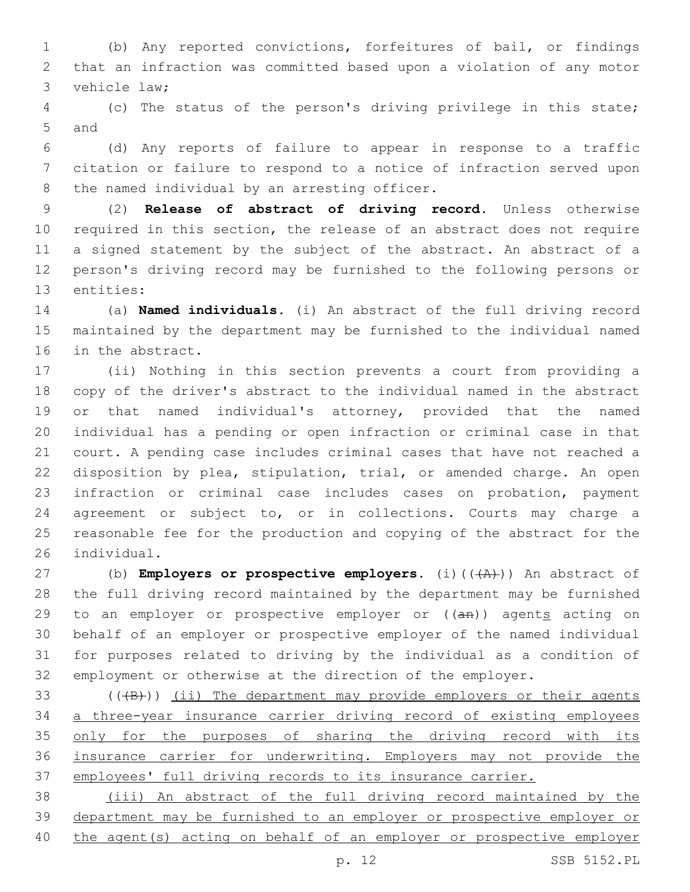(b) Any reported convictions, forfeitures of bail, or findings that an infraction was committed based upon a violation of any motor vehicle law;

(c) The status of the person's driving privilege in this state; and

(d) Any reports of failure to appear in response to a traffic citation or failure to respond to a notice of infraction served upon the named individual by an arresting officer.

(2) **Release of abstract of driving record.** Unless otherwise required in this section, the release of an abstract does not require a signed statement by the subject of the abstract. An abstract of a person's driving record may be furnished to the following persons or entities:

(a) **Named individuals.** (i) An abstract of the full driving record maintained by the department may be furnished to the individual named in the abstract.

(ii) Nothing in this section prevents a court from providing a copy of the driver's abstract to the individual named in the abstract or that named individual's attorney, provided that the named individual has a pending or open infraction or criminal case in that court. A pending case includes criminal cases that have not reached a disposition by plea, stipulation, trial, or amended charge. An open infraction or criminal case includes cases on probation, payment agreement or subject to, or in collections. Courts may charge a reasonable fee for the production and copying of the abstract for the individual.

(b) **Employers or prospective employers.** (i)~~((A))~~ An abstract of the full driving record maintained by the department may be furnished to an employer or prospective employer or ~~((an))~~ agent<u>s</u> acting on behalf of an employer or prospective employer of the named individual for purposes related to driving by the individual as a condition of employment or otherwise at the direction of the employer.

~~((B))~~ <u>(ii) The department may provide employers or their agents a three-year insurance carrier driving record of existing employees only for the purposes of sharing the driving record with its insurance carrier for underwriting. Employers may not provide the employees' full driving records to its insurance carrier.</u>

<u>(iii) An abstract of the full driving record maintained by the department may be furnished to an employer or prospective employer or the agent(s) acting on behalf of an employer or prospective employer</u>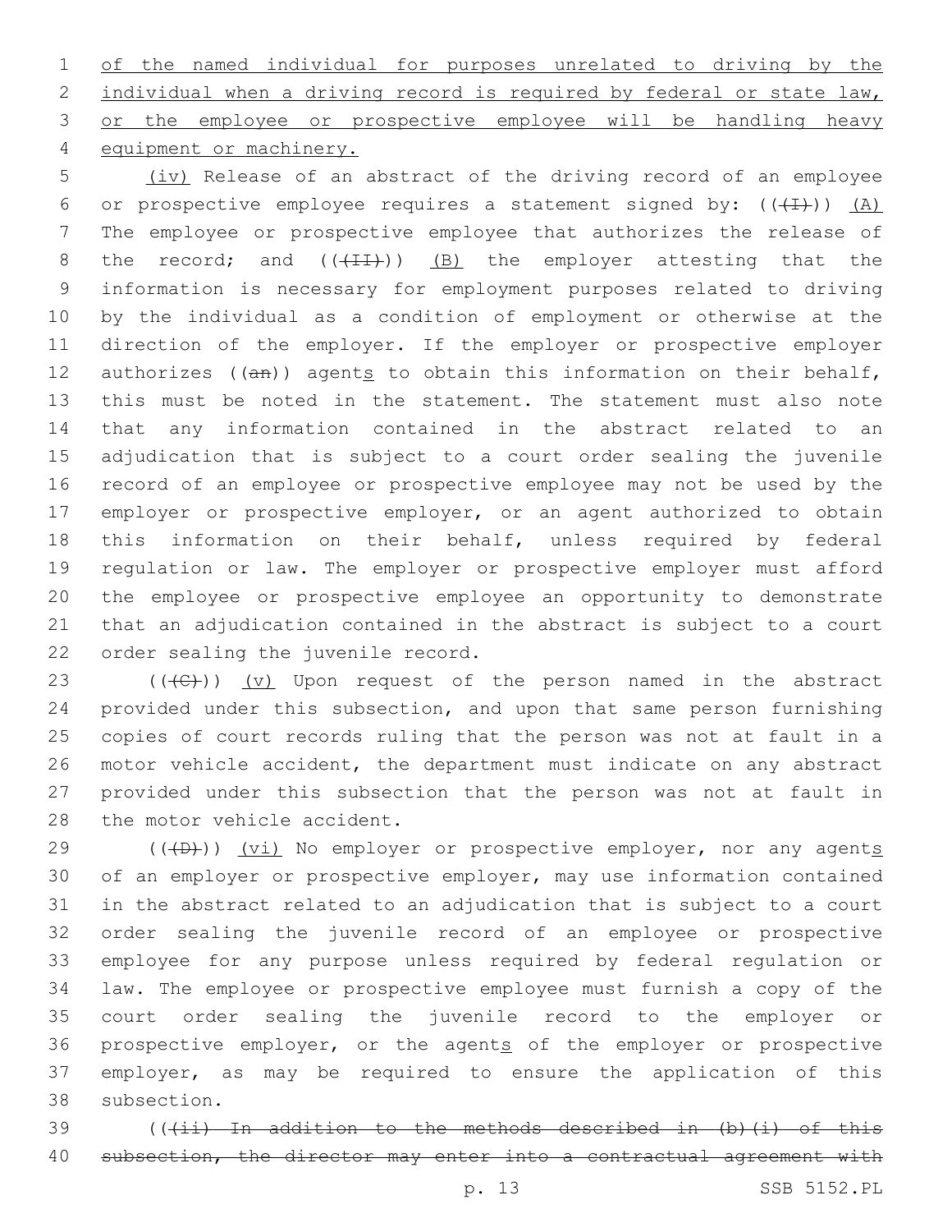of the named individual for purposes unrelated to driving by the individual when a driving record is required by federal or state law, or the employee or prospective employee will be handling heavy equipment or machinery.

(iv) Release of an abstract of the driving record of an employee or prospective employee requires a statement signed by: ((~~(I)~~)) (A) The employee or prospective employee that authorizes the release of the record; and ((~~(II)~~)) (B) the employer attesting that the information is necessary for employment purposes related to driving by the individual as a condition of employment or otherwise at the direction of the employer. If the employer or prospective employer authorizes ((~~an~~)) agents to obtain this information on their behalf, this must be noted in the statement. The statement must also note that any information contained in the abstract related to an adjudication that is subject to a court order sealing the juvenile record of an employee or prospective employee may not be used by the employer or prospective employer, or an agent authorized to obtain this information on their behalf, unless required by federal regulation or law. The employer or prospective employer must afford the employee or prospective employee an opportunity to demonstrate that an adjudication contained in the abstract is subject to a court order sealing the juvenile record.

((~~(C)~~)) (v) Upon request of the person named in the abstract provided under this subsection, and upon that same person furnishing copies of court records ruling that the person was not at fault in a motor vehicle accident, the department must indicate on any abstract provided under this subsection that the person was not at fault in the motor vehicle accident.

((~~(D)~~)) (vi) No employer or prospective employer, nor any agents of an employer or prospective employer, may use information contained in the abstract related to an adjudication that is subject to a court order sealing the juvenile record of an employee or prospective employee for any purpose unless required by federal regulation or law. The employee or prospective employee must furnish a copy of the court order sealing the juvenile record to the employer or prospective employer, or the agents of the employer or prospective employer, as may be required to ensure the application of this subsection.

((~~(ii) In addition to the methods described in (b)(i) of this subsection, the director may enter into a contractual agreement with~~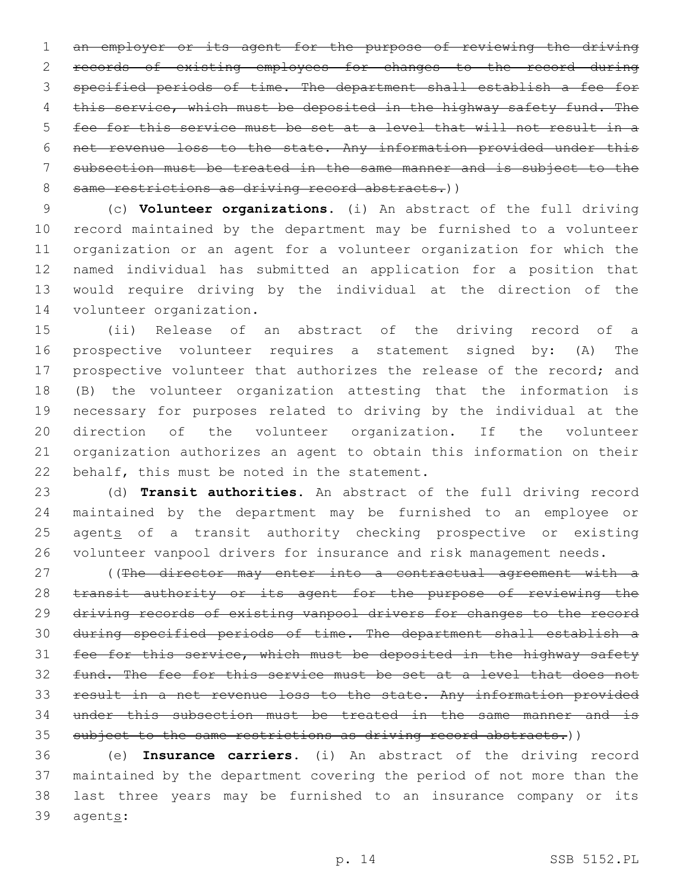~~an employer or its agent for the purpose of reviewing the driving records of existing employees for changes to the record during specified periods of time. The department shall establish a fee for this service, which must be deposited in the highway safety fund. The fee for this service must be set at a level that will not result in a net revenue loss to the state. Any information provided under this subsection must be treated in the same manner and is subject to the same restrictions as driving record abstracts.~~))

(c) **Volunteer organizations.** (i) An abstract of the full driving record maintained by the department may be furnished to a volunteer organization or an agent for a volunteer organization for which the named individual has submitted an application for a position that would require driving by the individual at the direction of the volunteer organization.

(ii) Release of an abstract of the driving record of a prospective volunteer requires a statement signed by: (A) The prospective volunteer that authorizes the release of the record; and (B) the volunteer organization attesting that the information is necessary for purposes related to driving by the individual at the direction of the volunteer organization. If the volunteer organization authorizes an agent to obtain this information on their behalf, this must be noted in the statement.

(d) **Transit authorities.** An abstract of the full driving record maintained by the department may be furnished to an employee or agent<u>s</u> of a transit authority checking prospective or existing volunteer vanpool drivers for insurance and risk management needs.

((~~The director may enter into a contractual agreement with a transit authority or its agent for the purpose of reviewing the driving records of existing vanpool drivers for changes to the record during specified periods of time. The department shall establish a fee for this service, which must be deposited in the highway safety fund. The fee for this service must be set at a level that does not result in a net revenue loss to the state. Any information provided under this subsection must be treated in the same manner and is subject to the same restrictions as driving record abstracts.~~))

(e) **Insurance carriers.** (i) An abstract of the driving record maintained by the department covering the period of not more than the last three years may be furnished to an insurance company or its agent<u>s</u>: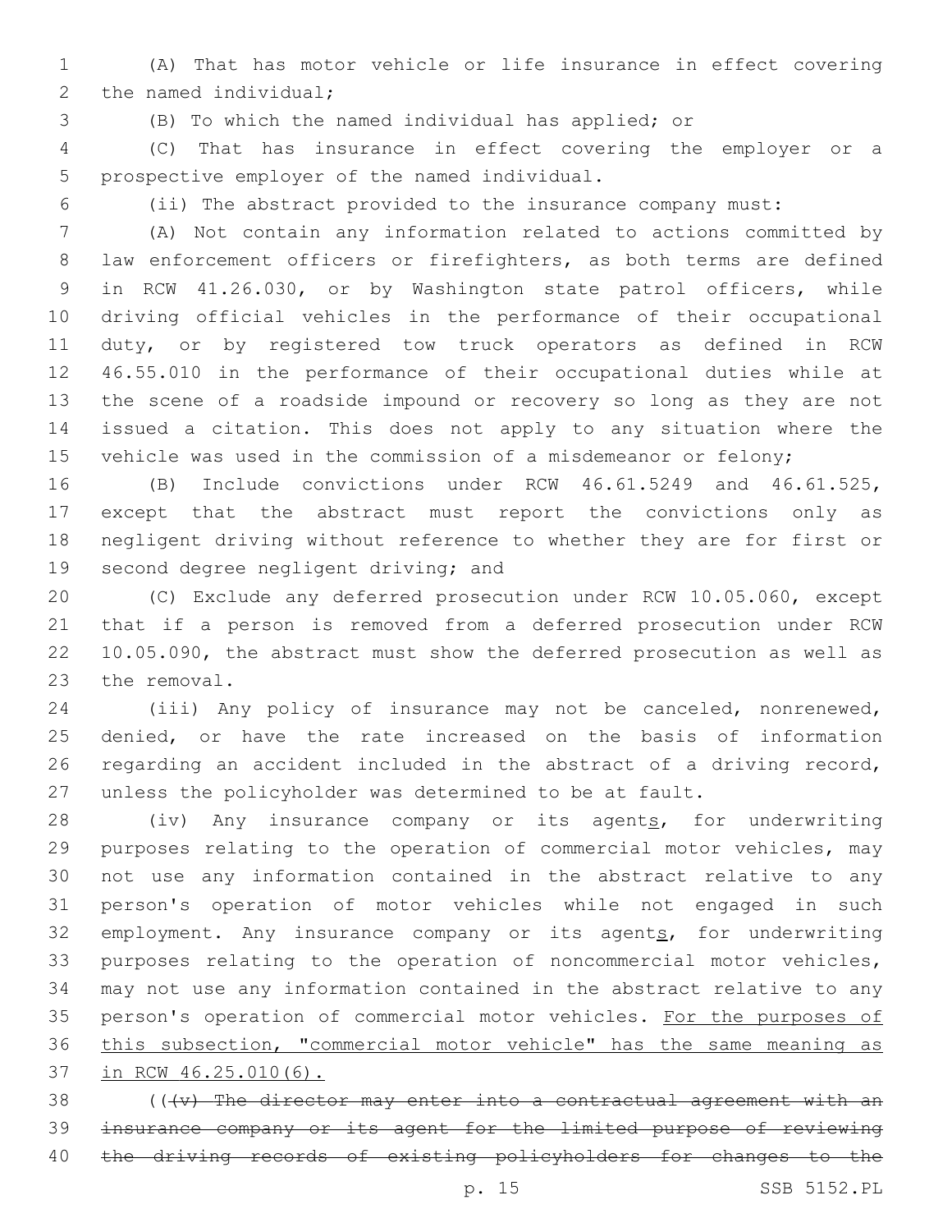(A) That has motor vehicle or life insurance in effect covering the named individual;

(B) To which the named individual has applied; or

(C) That has insurance in effect covering the employer or a prospective employer of the named individual.

(ii) The abstract provided to the insurance company must:

(A) Not contain any information related to actions committed by law enforcement officers or firefighters, as both terms are defined in RCW 41.26.030, or by Washington state patrol officers, while driving official vehicles in the performance of their occupational duty, or by registered tow truck operators as defined in RCW 46.55.010 in the performance of their occupational duties while at the scene of a roadside impound or recovery so long as they are not issued a citation. This does not apply to any situation where the vehicle was used in the commission of a misdemeanor or felony;

(B) Include convictions under RCW 46.61.5249 and 46.61.525, except that the abstract must report the convictions only as negligent driving without reference to whether they are for first or second degree negligent driving; and

(C) Exclude any deferred prosecution under RCW 10.05.060, except that if a person is removed from a deferred prosecution under RCW 10.05.090, the abstract must show the deferred prosecution as well as the removal.

(iii) Any policy of insurance may not be canceled, nonrenewed, denied, or have the rate increased on the basis of information regarding an accident included in the abstract of a driving record, unless the policyholder was determined to be at fault.

(iv) Any insurance company or its agents, for underwriting purposes relating to the operation of commercial motor vehicles, may not use any information contained in the abstract relative to any person's operation of motor vehicles while not engaged in such employment. Any insurance company or its agents, for underwriting purposes relating to the operation of noncommercial motor vehicles, may not use any information contained in the abstract relative to any person's operation of commercial motor vehicles. For the purposes of this subsection, "commercial motor vehicle" has the same meaning as in RCW 46.25.010(6).

((~~(v) The director may enter into a contractual agreement with an insurance company or its agent for the limited purpose of reviewing the driving records of existing policyholders for changes to the~~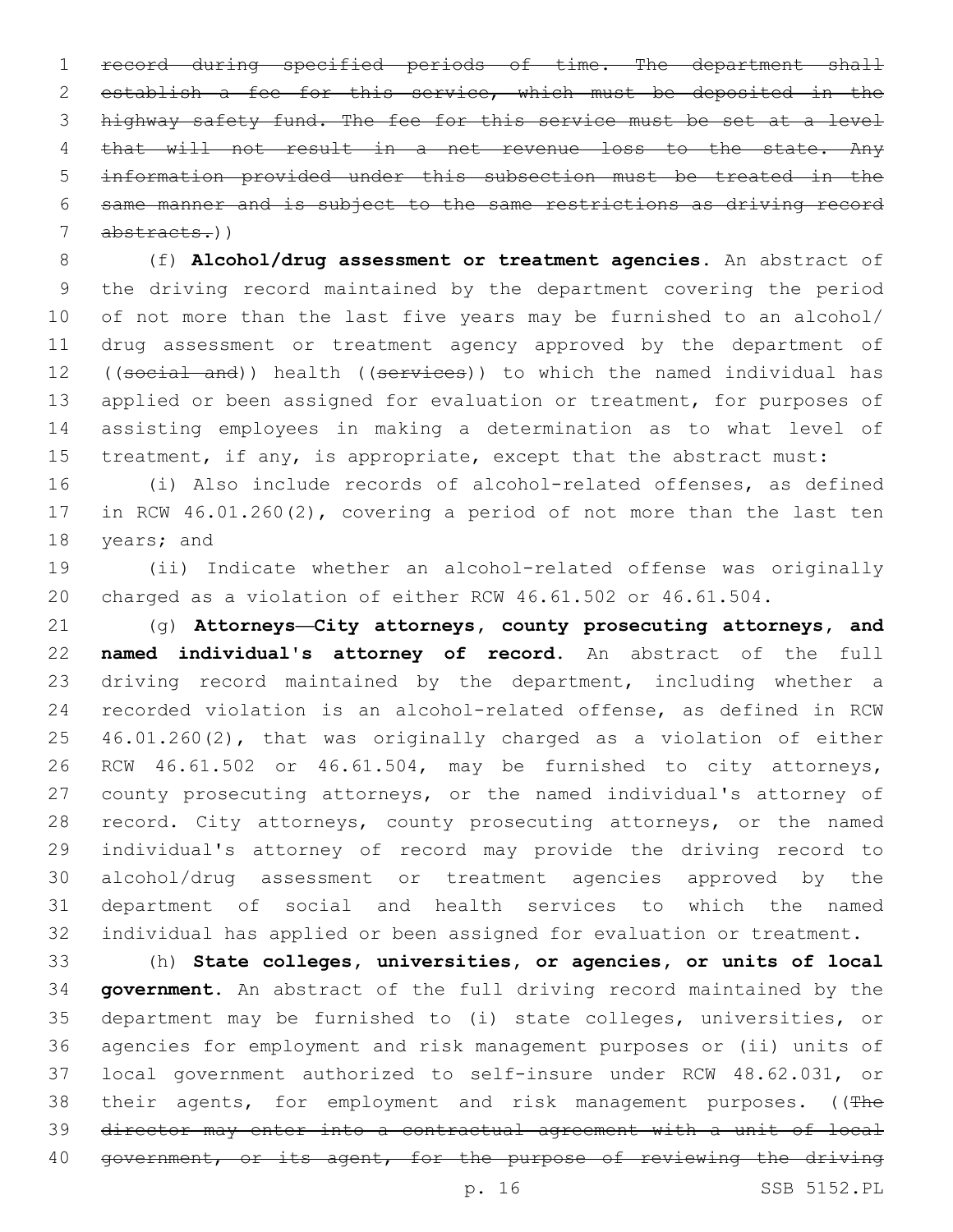~~record during specified periods of time. The department shall establish a fee for this service, which must be deposited in the highway safety fund. The fee for this service must be set at a level that will not result in a net revenue loss to the state. Any information provided under this subsection must be treated in the same manner and is subject to the same restrictions as driving record abstracts.~~))

(f) **Alcohol/drug assessment or treatment agencies.** An abstract of the driving record maintained by the department covering the period of not more than the last five years may be furnished to an alcohol/drug assessment or treatment agency approved by the department of ((~~social and~~)) health ((~~services~~)) to which the named individual has applied or been assigned for evaluation or treatment, for purposes of assisting employees in making a determination as to what level of treatment, if any, is appropriate, except that the abstract must:

(i) Also include records of alcohol-related offenses, as defined in RCW 46.01.260(2), covering a period of not more than the last ten years; and

(ii) Indicate whether an alcohol-related offense was originally charged as a violation of either RCW 46.61.502 or 46.61.504.

(g) **Attorneys—City attorneys, county prosecuting attorneys, and named individual's attorney of record.** An abstract of the full driving record maintained by the department, including whether a recorded violation is an alcohol-related offense, as defined in RCW 46.01.260(2), that was originally charged as a violation of either RCW 46.61.502 or 46.61.504, may be furnished to city attorneys, county prosecuting attorneys, or the named individual's attorney of record. City attorneys, county prosecuting attorneys, or the named individual's attorney of record may provide the driving record to alcohol/drug assessment or treatment agencies approved by the department of social and health services to which the named individual has applied or been assigned for evaluation or treatment.

(h) **State colleges, universities, or agencies, or units of local government.** An abstract of the full driving record maintained by the department may be furnished to (i) state colleges, universities, or agencies for employment and risk management purposes or (ii) units of local government authorized to self-insure under RCW 48.62.031, or their agents, for employment and risk management purposes. ((~~The director may enter into a contractual agreement with a unit of local government, or its agent, for the purpose of reviewing the driving~~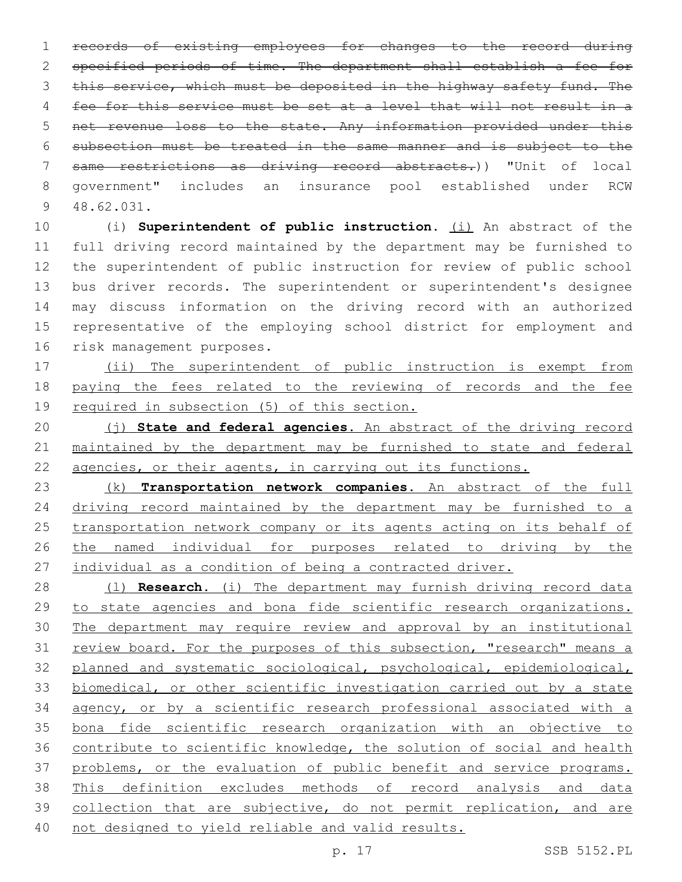~~records of existing employees for changes to the record during specified periods of time. The department shall establish a fee for this service, which must be deposited in the highway safety fund. The fee for this service must be set at a level that will not result in a net revenue loss to the state. Any information provided under this subsection must be treated in the same manner and is subject to the same restrictions as driving record abstracts.~~)) "Unit of local government" includes an insurance pool established under RCW 48.62.031.

(i) **Superintendent of public instruction.** <u>(i)</u> An abstract of the full driving record maintained by the department may be furnished to the superintendent of public instruction for review of public school bus driver records. The superintendent or superintendent's designee may discuss information on the driving record with an authorized representative of the employing school district for employment and risk management purposes.

<u>(ii) The superintendent of public instruction is exempt from paying the fees related to the reviewing of records and the fee required in subsection (5) of this section.</u>

<u>(j) **State and federal agencies**. An abstract of the driving record maintained by the department may be furnished to state and federal agencies, or their agents, in carrying out its functions.</u>

<u>(k) **Transportation network companies**. An abstract of the full driving record maintained by the department may be furnished to a transportation network company or its agents acting on its behalf of the named individual for purposes related to driving by the individual as a condition of being a contracted driver.</u>

<u>(l) **Research**. (i) The department may furnish driving record data to state agencies and bona fide scientific research organizations. The department may require review and approval by an institutional review board. For the purposes of this subsection, "research" means a planned and systematic sociological, psychological, epidemiological, biomedical, or other scientific investigation carried out by a state agency, or by a scientific research professional associated with a bona fide scientific research organization with an objective to contribute to scientific knowledge, the solution of social and health problems, or the evaluation of public benefit and service programs. This definition excludes methods of record analysis and data collection that are subjective, do not permit replication, and are not designed to yield reliable and valid results.</u>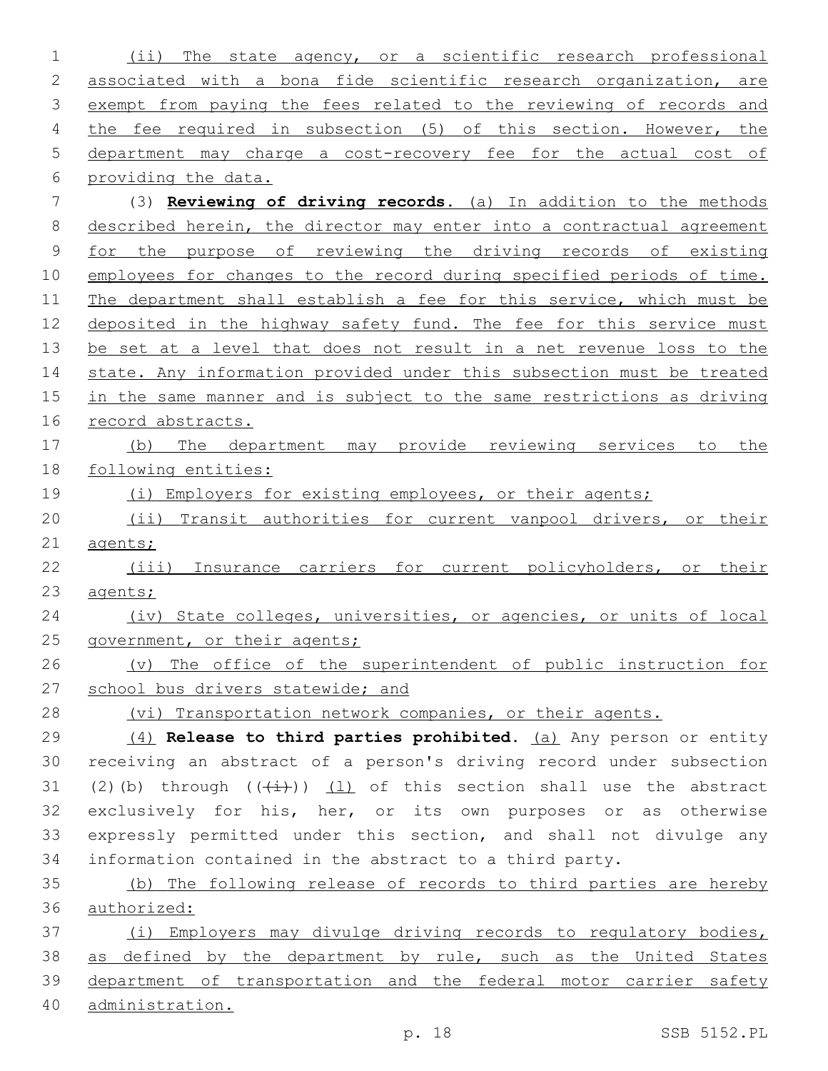(ii) The state agency, or a scientific research professional associated with a bona fide scientific research organization, are exempt from paying the fees related to the reviewing of records and the fee required in subsection (5) of this section. However, the department may charge a cost-recovery fee for the actual cost of providing the data.

(3) **Reviewing of driving records.** (a) In addition to the methods described herein, the director may enter into a contractual agreement for the purpose of reviewing the driving records of existing employees for changes to the record during specified periods of time. The department shall establish a fee for this service, which must be deposited in the highway safety fund. The fee for this service must be set at a level that does not result in a net revenue loss to the state. Any information provided under this subsection must be treated in the same manner and is subject to the same restrictions as driving record abstracts.

(b) The department may provide reviewing services to the following entities:

(i) Employers for existing employees, or their agents;

(ii) Transit authorities for current vanpool drivers, or their agents;

(iii) Insurance carriers for current policyholders, or their agents;

(iv) State colleges, universities, or agencies, or units of local government, or their agents;

(v) The office of the superintendent of public instruction for school bus drivers statewide; and

(vi) Transportation network companies, or their agents.

(4) **Release to third parties prohibited.** (a) Any person or entity receiving an abstract of a person's driving record under subsection (2)(b) through ((~~(i)~~)) (l) of this section shall use the abstract exclusively for his, her, or its own purposes or as otherwise expressly permitted under this section, and shall not divulge any information contained in the abstract to a third party.

(b) The following release of records to third parties are hereby authorized:

(i) Employers may divulge driving records to regulatory bodies, as defined by the department by rule, such as the United States department of transportation and the federal motor carrier safety administration.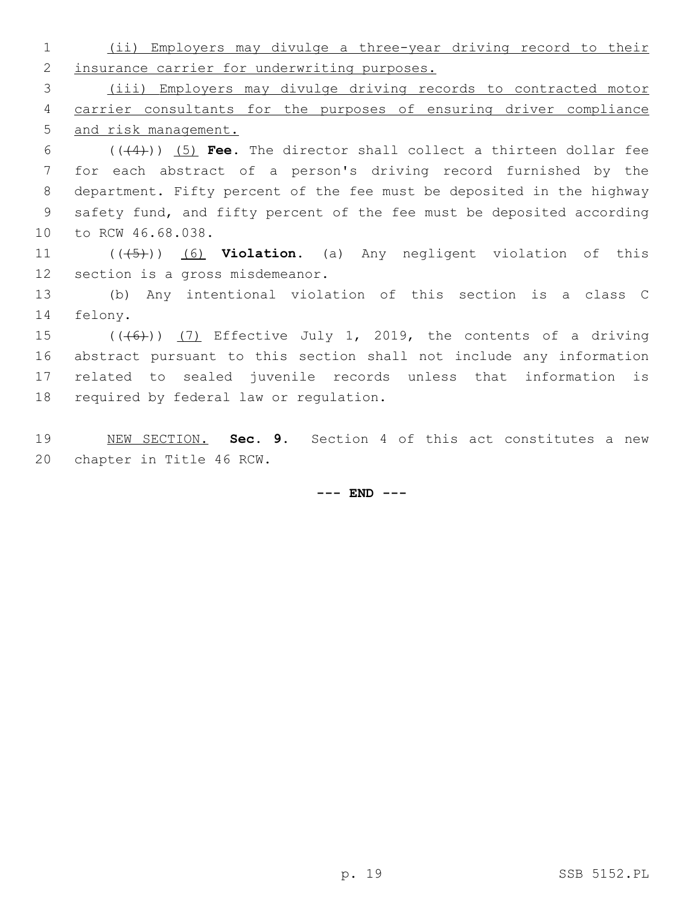(ii) Employers may divulge a three-year driving record to their insurance carrier for underwriting purposes.

(iii) Employers may divulge driving records to contracted motor carrier consultants for the purposes of ensuring driver compliance and risk management.

(((4))) (5) **Fee.** The director shall collect a thirteen dollar fee for each abstract of a person's driving record furnished by the department. Fifty percent of the fee must be deposited in the highway safety fund, and fifty percent of the fee must be deposited according to RCW 46.68.038.

(((5))) (6) **Violation.** (a) Any negligent violation of this section is a gross misdemeanor.

(b) Any intentional violation of this section is a class C felony.

(((6))) (7) Effective July 1, 2019, the contents of a driving abstract pursuant to this section shall not include any information related to sealed juvenile records unless that information is required by federal law or regulation.

NEW SECTION. **Sec. 9.** Section 4 of this act constitutes a new chapter in Title 46 RCW.

**--- END ---**